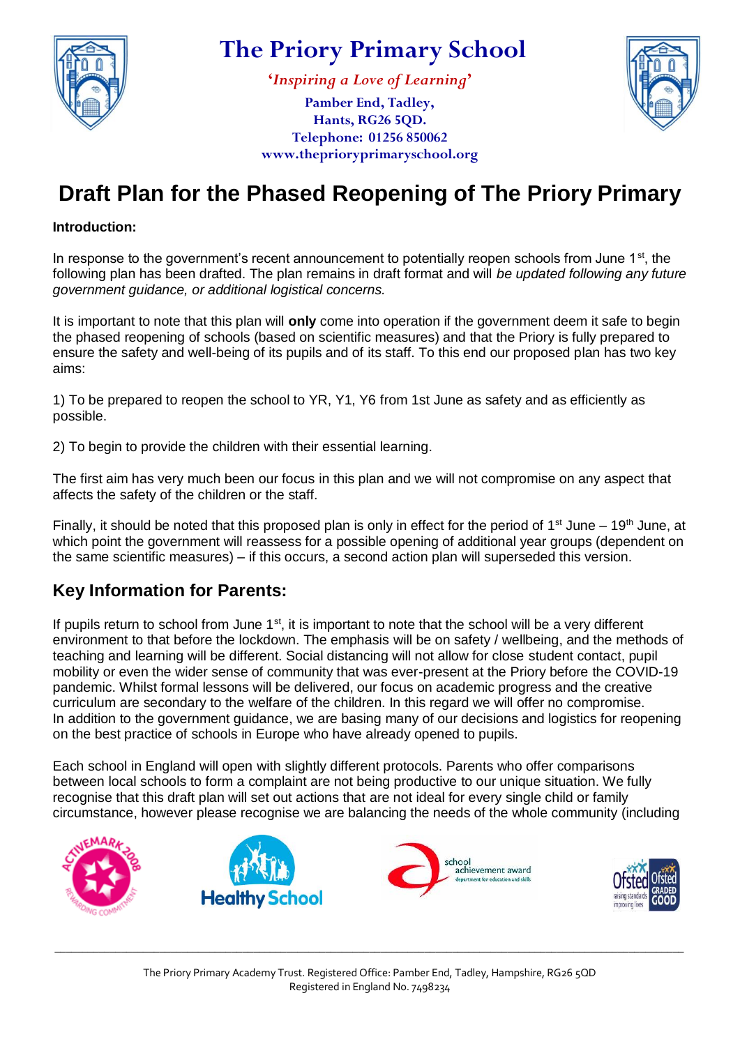# The Priory Primary School

*'Inspiring a Love of Learning'*

Pamber End, Tadley,
Hants, RG26 5QD.
Telephone: 01256 850062
www.theprioryprimaryschool.org

# Draft Plan for the Phased Reopening of The Priory Primary

**Introduction:**

In response to the government's recent announcement to potentially reopen schools from June 1st, the following plan has been drafted. The plan remains in draft format and will *be updated following any future government guidance, or additional logistical concerns.*

It is important to note that this plan will **only** come into operation if the government deem it safe to begin the phased reopening of schools (based on scientific measures) and that the Priory is fully prepared to ensure the safety and well-being of its pupils and of its staff. To this end our proposed plan has two key aims:

1) To be prepared to reopen the school to YR, Y1, Y6 from 1st June as safety and as efficiently as possible.

2) To begin to provide the children with their essential learning.

The first aim has very much been our focus in this plan and we will not compromise on any aspect that affects the safety of the children or the staff.

Finally, it should be noted that this proposed plan is only in effect for the period of 1st June – 19th June, at which point the government will reassess for a possible opening of additional year groups (dependent on the same scientific measures) – if this occurs, a second action plan will superseded this version.

## Key Information for Parents:

If pupils return to school from June 1st, it is important to note that the school will be a very different environment to that before the lockdown. The emphasis will be on safety / wellbeing, and the methods of teaching and learning will be different. Social distancing will not allow for close student contact, pupil mobility or even the wider sense of community that was ever-present at the Priory before the COVID-19 pandemic. Whilst formal lessons will be delivered, our focus on academic progress and the creative curriculum are secondary to the welfare of the children. In this regard we will offer no compromise. In addition to the government guidance, we are basing many of our decisions and logistics for reopening on the best practice of schools in Europe who have already opened to pupils.

Each school in England will open with slightly different protocols. Parents who offer comparisons between local schools to form a complaint are not being productive to our unique situation. We fully recognise that this draft plan will set out actions that are not ideal for every single child or family circumstance, however please recognise we are balancing the needs of the whole community (including

The Priory Primary Academy Trust. Registered Office: Pamber End, Tadley, Hampshire, RG26 5QD
Registered in England No. 7498234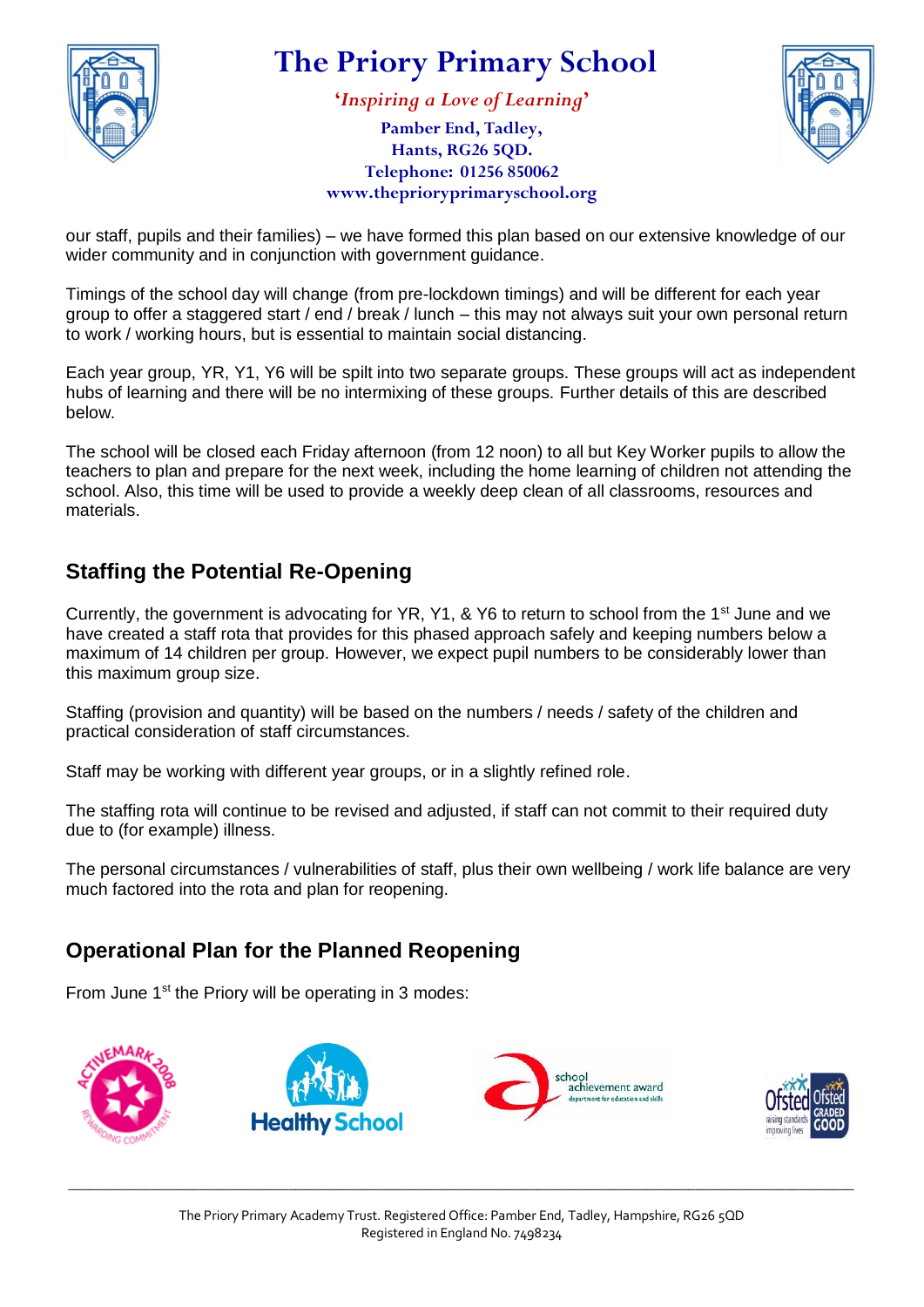our staff, pupils and their families) – we have formed this plan based on our extensive knowledge of our wider community and in conjunction with government guidance.

Timings of the school day will change (from pre-lockdown timings) and will be different for each year group to offer a staggered start / end / break / lunch – this may not always suit your own personal return to work / working hours, but is essential to maintain social distancing.

Each year group, YR, Y1, Y6 will be spilt into two separate groups. These groups will act as independent hubs of learning and there will be no intermixing of these groups. Further details of this are described below.

The school will be closed each Friday afternoon (from 12 noon) to all but Key Worker pupils to allow the teachers to plan and prepare for the next week, including the home learning of children not attending the school. Also, this time will be used to provide a weekly deep clean of all classrooms, resources and materials.

## Staffing the Potential Re-Opening

Currently, the government is advocating for YR, Y1, & Y6 to return to school from the 1st June and we have created a staff rota that provides for this phased approach safely and keeping numbers below a maximum of 14 children per group. However, we expect pupil numbers to be considerably lower than this maximum group size.

Staffing (provision and quantity) will be based on the numbers / needs / safety of the children and practical consideration of staff circumstances.

Staff may be working with different year groups, or in a slightly refined role.

The staffing rota will continue to be revised and adjusted, if staff can not commit to their required duty due to (for example) illness.

The personal circumstances / vulnerabilities of staff, plus their own wellbeing / work life balance are very much factored into the rota and plan for reopening.

## Operational Plan for the Planned Reopening

From June 1st the Priory will be operating in 3 modes: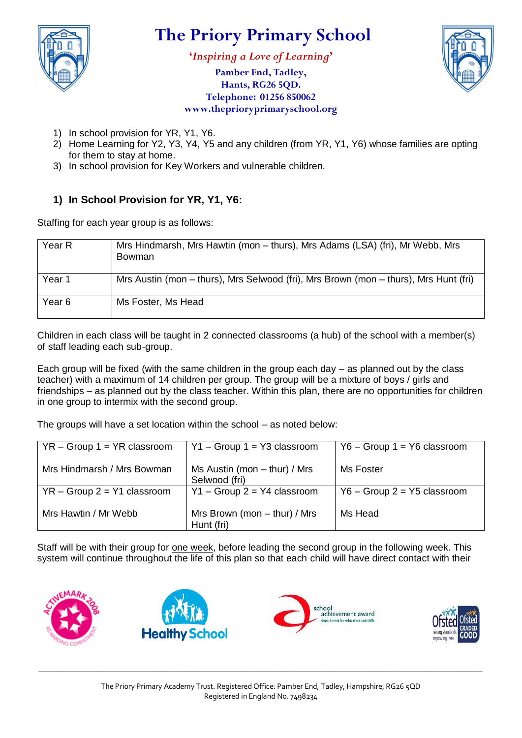1) In school provision for YR, Y1, Y6.
2) Home Learning for Y2, Y3, Y4, Y5 and any children (from YR, Y1, Y6) whose families are opting for them to stay at home.
3) In school provision for Key Workers and vulnerable children.

## 1) In School Provision for YR, Y1, Y6:

Staffing for each year group is as follows:

| | |
|---|---|
| Year R | Mrs Hindmarsh, Mrs Hawtin (mon – thurs), Mrs Adams (LSA) (fri), Mr Webb, Mrs Bowman |
| Year 1 | Mrs Austin (mon – thurs), Mrs Selwood (fri), Mrs Brown (mon – thurs), Mrs Hunt (fri) |
| Year 6 | Ms Foster, Ms Head |

Children in each class will be taught in 2 connected classrooms (a hub) of the school with a member(s) of staff leading each sub-group.

Each group will be fixed (with the same children in the group each day – as planned out by the class teacher) with a maximum of 14 children per group. The group will be a mixture of boys / girls and friendships – as planned out by the class teacher. Within this plan, there are no opportunities for children in one group to intermix with the second group.

The groups will have a set location within the school – as noted below:

| | | |
|---|---|---|
| YR – Group 1 = YR classroom<br><br>Mrs Hindmarsh / Mrs Bowman | Y1 – Group 1 = Y3 classroom<br><br>Ms Austin (mon – thur) / Mrs Selwood (fri) | Y6 – Group 1 = Y6 classroom<br><br>Ms Foster |
| YR – Group 2 = Y1 classroom<br><br>Mrs Hawtin / Mr Webb | Y1 – Group 2 = Y4 classroom<br><br>Mrs Brown (mon – thur) / Mrs Hunt (fri) | Y6 – Group 2 = Y5 classroom<br><br>Ms Head |

Staff will be with their group for <u>one week</u>, before leading the second group in the following week. This system will continue throughout the life of this plan so that each child will have direct contact with their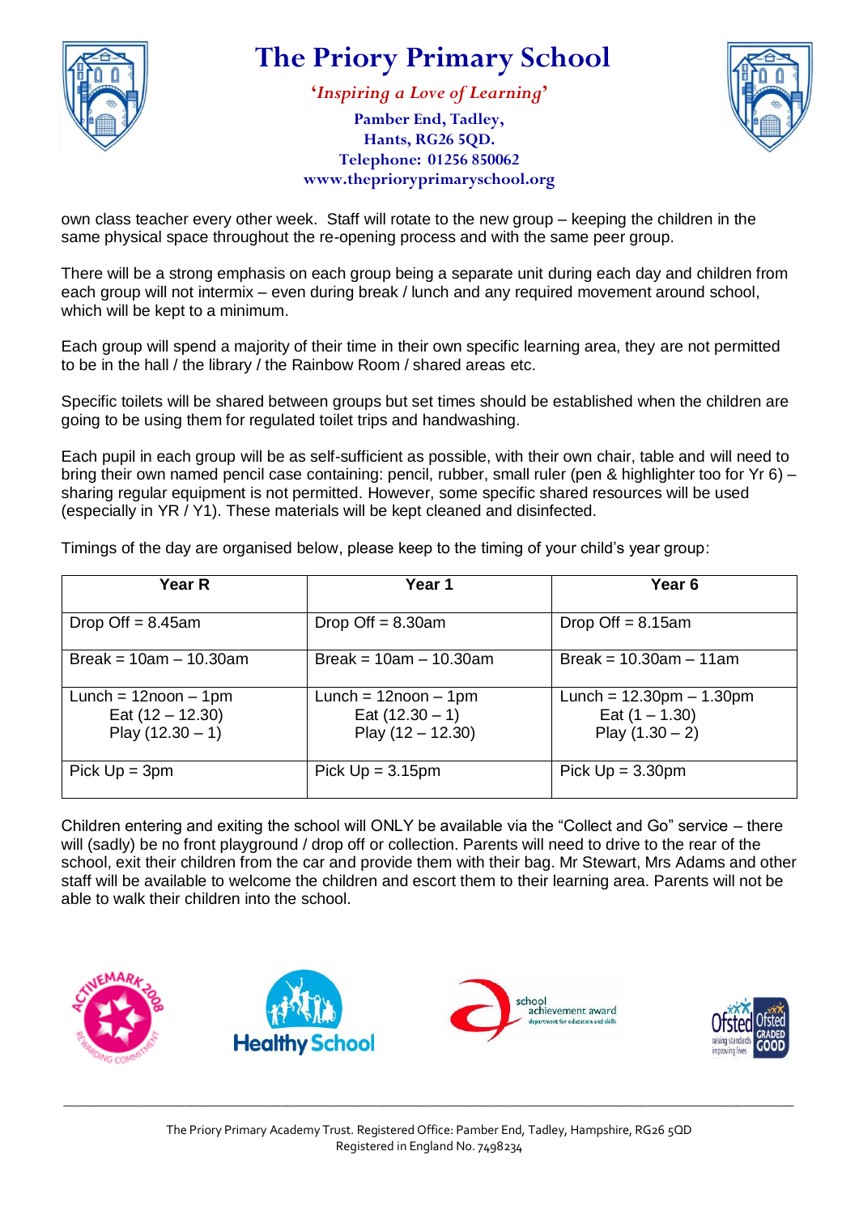own class teacher every other week. Staff will rotate to the new group – keeping the children in the same physical space throughout the re-opening process and with the same peer group.

There will be a strong emphasis on each group being a separate unit during each day and children from each group will not intermix – even during break / lunch and any required movement around school, which will be kept to a minimum.

Each group will spend a majority of their time in their own specific learning area, they are not permitted to be in the hall / the library / the Rainbow Room / shared areas etc.

Specific toilets will be shared between groups but set times should be established when the children are going to be using them for regulated toilet trips and handwashing.

Each pupil in each group will be as self-sufficient as possible, with their own chair, table and will need to bring their own named pencil case containing: pencil, rubber, small ruler (pen & highlighter too for Yr 6) – sharing regular equipment is not permitted. However, some specific shared resources will be used (especially in YR / Y1). These materials will be kept cleaned and disinfected.

Timings of the day are organised below, please keep to the timing of your child's year group:

| Year R | Year 1 | Year 6 |
|---|---|---|
| Drop Off = 8.45am | Drop Off = 8.30am | Drop Off = 8.15am |
| Break = 10am – 10.30am | Break = 10am – 10.30am | Break = 10.30am – 11am |
| Lunch = 12noon – 1pm<br>Eat (12 – 12.30)<br>Play (12.30 – 1) | Lunch = 12noon – 1pm<br>Eat (12.30 – 1)<br>Play (12 – 12.30) | Lunch = 12.30pm – 1.30pm<br>Eat (1 – 1.30)<br>Play (1.30 – 2) |
| Pick Up = 3pm | Pick Up = 3.15pm | Pick Up = 3.30pm |

Children entering and exiting the school will ONLY be available via the "Collect and Go" service – there will (sadly) be no front playground / drop off or collection. Parents will need to drive to the rear of the school, exit their children from the car and provide them with their bag. Mr Stewart, Mrs Adams and other staff will be available to welcome the children and escort them to their learning area. Parents will not be able to walk their children into the school.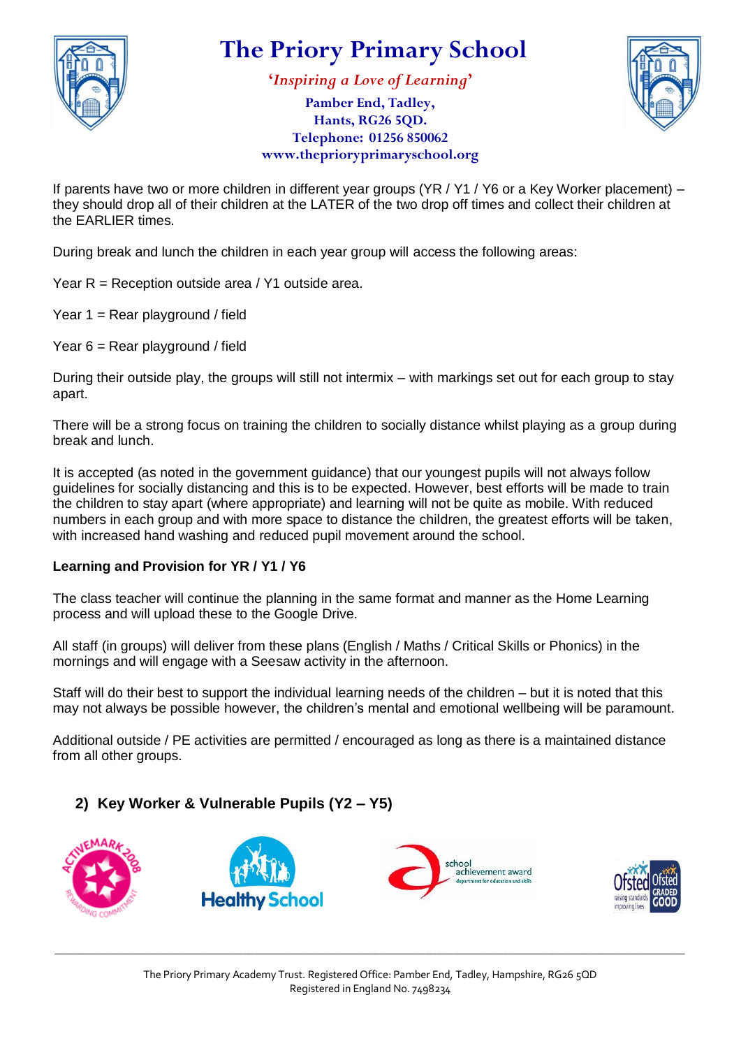If parents have two or more children in different year groups (YR / Y1 / Y6 or a Key Worker placement) – they should drop all of their children at the LATER of the two drop off times and collect their children at the EARLIER times.

During break and lunch the children in each year group will access the following areas:

Year R = Reception outside area / Y1 outside area.

Year 1 = Rear playground / field

Year 6 = Rear playground / field

During their outside play, the groups will still not intermix – with markings set out for each group to stay apart.

There will be a strong focus on training the children to socially distance whilst playing as a group during break and lunch.

It is accepted (as noted in the government guidance) that our youngest pupils will not always follow guidelines for socially distancing and this is to be expected. However, best efforts will be made to train the children to stay apart (where appropriate) and learning will not be quite as mobile. With reduced numbers in each group and with more space to distance the children, the greatest efforts will be taken, with increased hand washing and reduced pupil movement around the school.

**Learning and Provision for YR / Y1 / Y6**

The class teacher will continue the planning in the same format and manner as the Home Learning process and will upload these to the Google Drive.

All staff (in groups) will deliver from these plans (English / Maths / Critical Skills or Phonics) in the mornings and will engage with a Seesaw activity in the afternoon.

Staff will do their best to support the individual learning needs of the children – but it is noted that this may not always be possible however, the children's mental and emotional wellbeing will be paramount.

Additional outside / PE activities are permitted / encouraged as long as there is a maintained distance from all other groups.

## 2) Key Worker & Vulnerable Pupils (Y2 – Y5)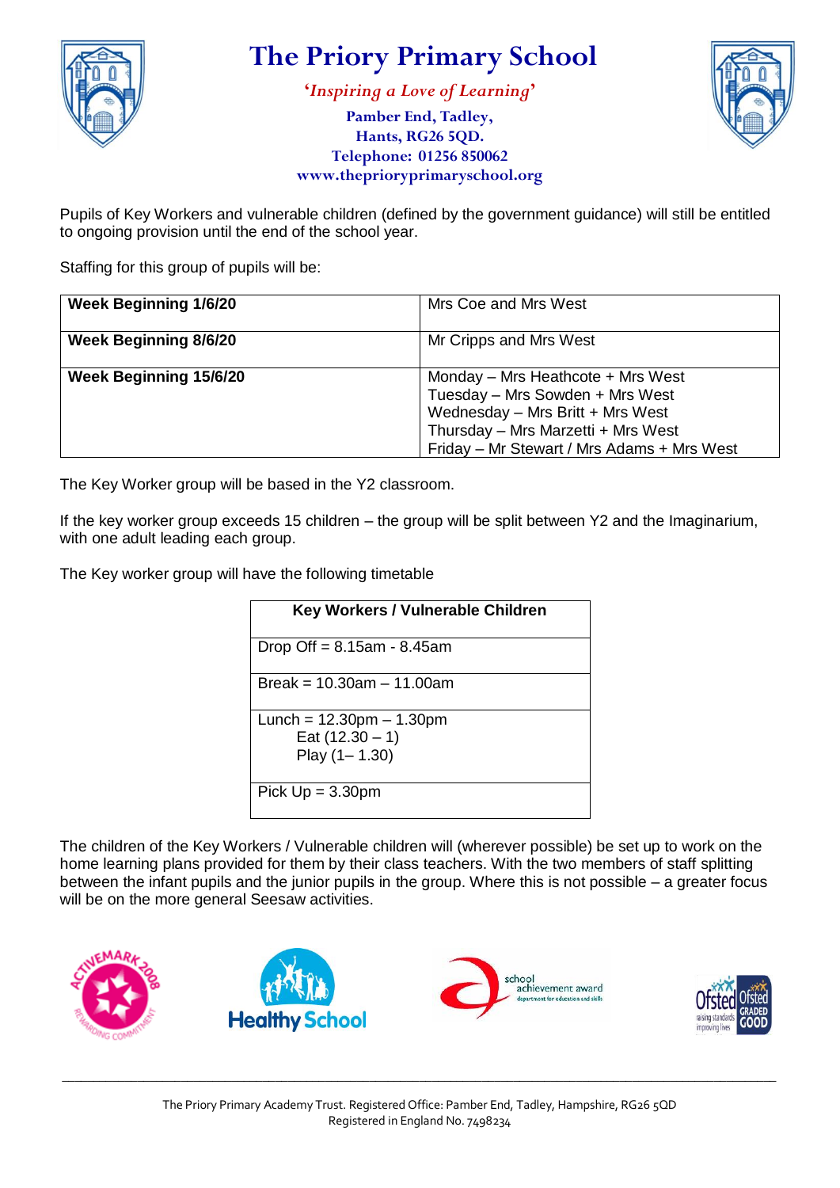# The Priory Primary School

*'Inspiring a Love of Learning'*

**Pamber End, Tadley,**
**Hants, RG26 5QD.**
**Telephone: 01256 850062**
**www.theprioryprimaryschool.org**

Pupils of Key Workers and vulnerable children (defined by the government guidance) will still be entitled to ongoing provision until the end of the school year.

Staffing for this group of pupils will be:

| | |
|---|---|
| **Week Beginning 1/6/20** | Mrs Coe and Mrs West |
| **Week Beginning 8/6/20** | Mr Cripps and Mrs West |
| **Week Beginning 15/6/20** | Monday – Mrs Heathcote + Mrs West<br>Tuesday – Mrs Sowden + Mrs West<br>Wednesday – Mrs Britt + Mrs West<br>Thursday – Mrs Marzetti + Mrs West<br>Friday – Mr Stewart / Mrs Adams + Mrs West |

The Key Worker group will be based in the Y2 classroom.

If the key worker group exceeds 15 children – the group will be split between Y2 and the Imaginarium, with one adult leading each group.

The Key worker group will have the following timetable

| **Key Workers / Vulnerable Children** |
|---|
| Drop Off = 8.15am - 8.45am |
| Break = 10.30am – 11.00am |
| Lunch = 12.30pm – 1.30pm<br>Eat (12.30 – 1)<br>Play (1– 1.30) |
| Pick Up = 3.30pm |

The children of the Key Workers / Vulnerable children will (wherever possible) be set up to work on the home learning plans provided for them by their class teachers. With the two members of staff splitting between the infant pupils and the junior pupils in the group. Where this is not possible – a greater focus will be on the more general Seesaw activities.

The Priory Primary Academy Trust. Registered Office: Pamber End, Tadley, Hampshire, RG26 5QD
Registered in England No. 7498234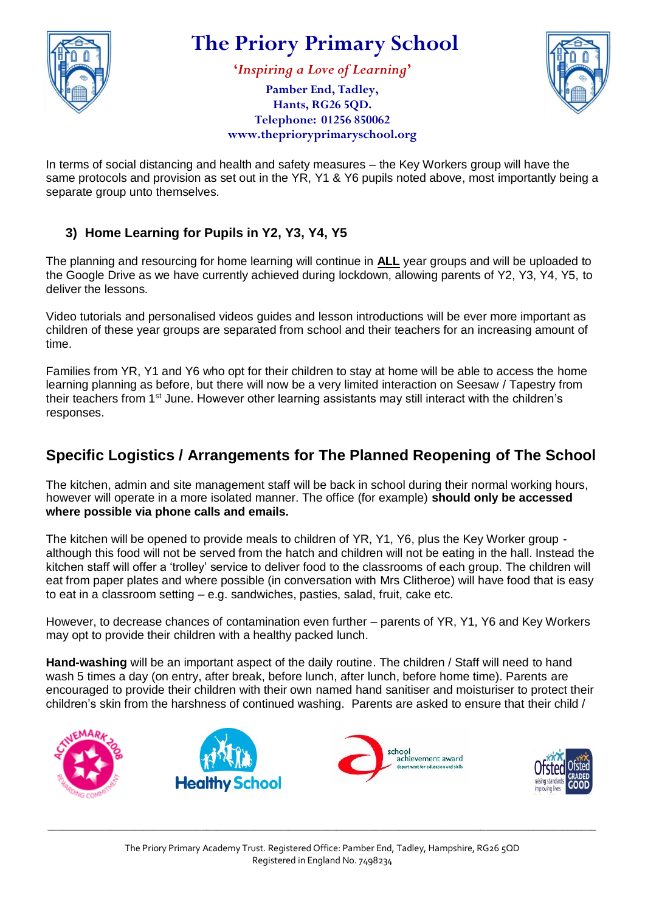In terms of social distancing and health and safety measures – the Key Workers group will have the same protocols and provision as set out in the YR, Y1 & Y6 pupils noted above, most importantly being a separate group unto themselves.

### 3) Home Learning for Pupils in Y2, Y3, Y4, Y5

The planning and resourcing for home learning will continue in **ALL** year groups and will be uploaded to the Google Drive as we have currently achieved during lockdown, allowing parents of Y2, Y3, Y4, Y5, to deliver the lessons.

Video tutorials and personalised videos guides and lesson introductions will be ever more important as children of these year groups are separated from school and their teachers for an increasing amount of time.

Families from YR, Y1 and Y6 who opt for their children to stay at home will be able to access the home learning planning as before, but there will now be a very limited interaction on Seesaw / Tapestry from their teachers from 1st June. However other learning assistants may still interact with the children's responses.

## Specific Logistics / Arrangements for The Planned Reopening of The School

The kitchen, admin and site management staff will be back in school during their normal working hours, however will operate in a more isolated manner. The office (for example) **should only be accessed where possible via phone calls and emails.**

The kitchen will be opened to provide meals to children of YR, Y1, Y6, plus the Key Worker group - although this food will not be served from the hatch and children will not be eating in the hall. Instead the kitchen staff will offer a 'trolley' service to deliver food to the classrooms of each group. The children will eat from paper plates and where possible (in conversation with Mrs Clitheroe) will have food that is easy to eat in a classroom setting – e.g. sandwiches, pasties, salad, fruit, cake etc.

However, to decrease chances of contamination even further – parents of YR, Y1, Y6 and Key Workers may opt to provide their children with a healthy packed lunch.

**Hand-washing** will be an important aspect of the daily routine. The children / Staff will need to hand wash 5 times a day (on entry, after break, before lunch, after lunch, before home time). Parents are encouraged to provide their children with their own named hand sanitiser and moisturiser to protect their children's skin from the harshness of continued washing. Parents are asked to ensure that their child /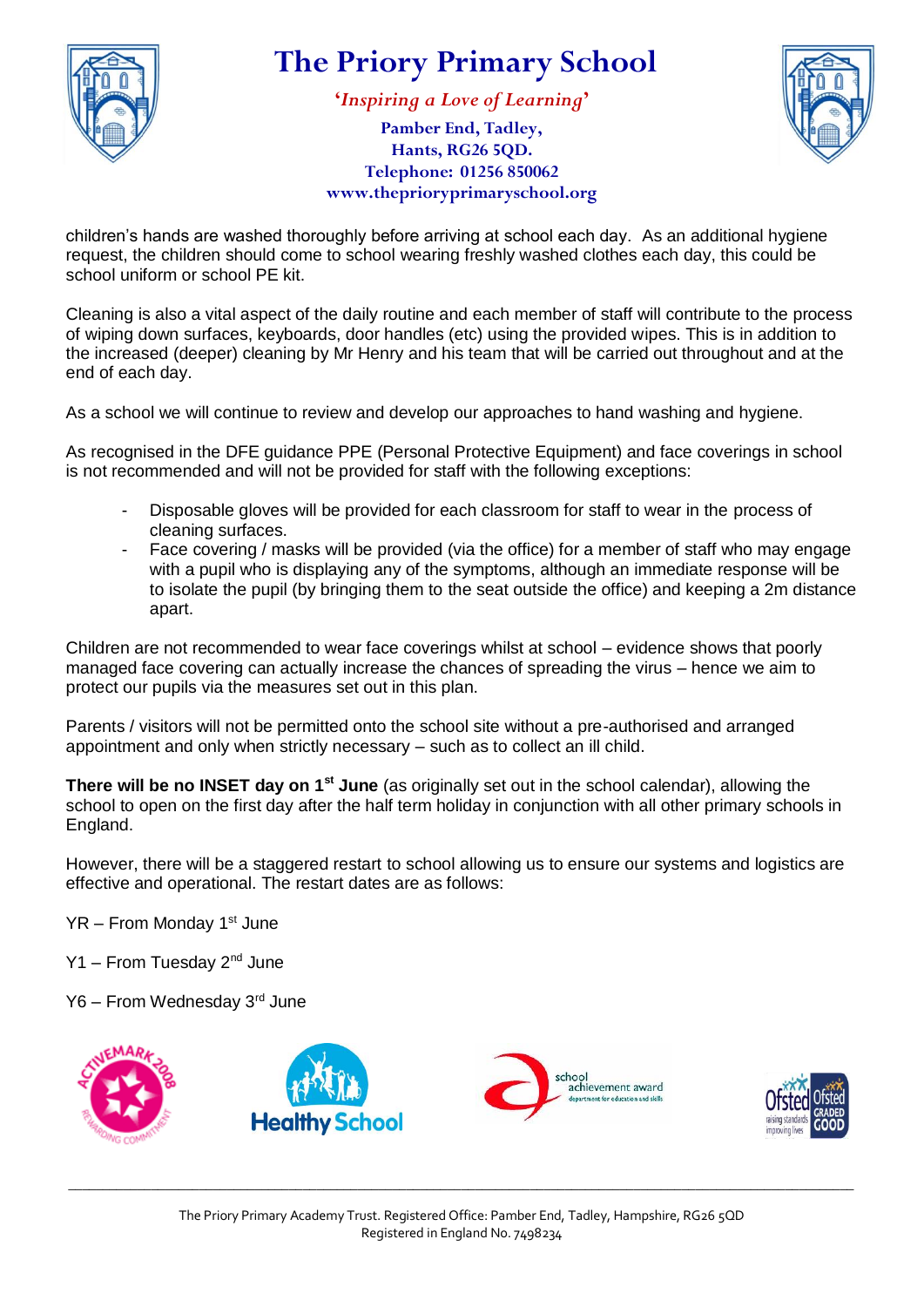children's hands are washed thoroughly before arriving at school each day. As an additional hygiene request, the children should come to school wearing freshly washed clothes each day, this could be school uniform or school PE kit.

Cleaning is also a vital aspect of the daily routine and each member of staff will contribute to the process of wiping down surfaces, keyboards, door handles (etc) using the provided wipes. This is in addition to the increased (deeper) cleaning by Mr Henry and his team that will be carried out throughout and at the end of each day.

As a school we will continue to review and develop our approaches to hand washing and hygiene.

As recognised in the DFE guidance PPE (Personal Protective Equipment) and face coverings in school is not recommended and will not be provided for staff with the following exceptions:

- Disposable gloves will be provided for each classroom for staff to wear in the process of cleaning surfaces.
- Face covering / masks will be provided (via the office) for a member of staff who may engage with a pupil who is displaying any of the symptoms, although an immediate response will be to isolate the pupil (by bringing them to the seat outside the office) and keeping a 2m distance apart.

Children are not recommended to wear face coverings whilst at school – evidence shows that poorly managed face covering can actually increase the chances of spreading the virus – hence we aim to protect our pupils via the measures set out in this plan.

Parents / visitors will not be permitted onto the school site without a pre-authorised and arranged appointment and only when strictly necessary – such as to collect an ill child.

**There will be no INSET day on 1st June** (as originally set out in the school calendar), allowing the school to open on the first day after the half term holiday in conjunction with all other primary schools in England.

However, there will be a staggered restart to school allowing us to ensure our systems and logistics are effective and operational. The restart dates are as follows:

YR – From Monday 1st June

Y1 – From Tuesday 2nd June

Y6 – From Wednesday 3rd June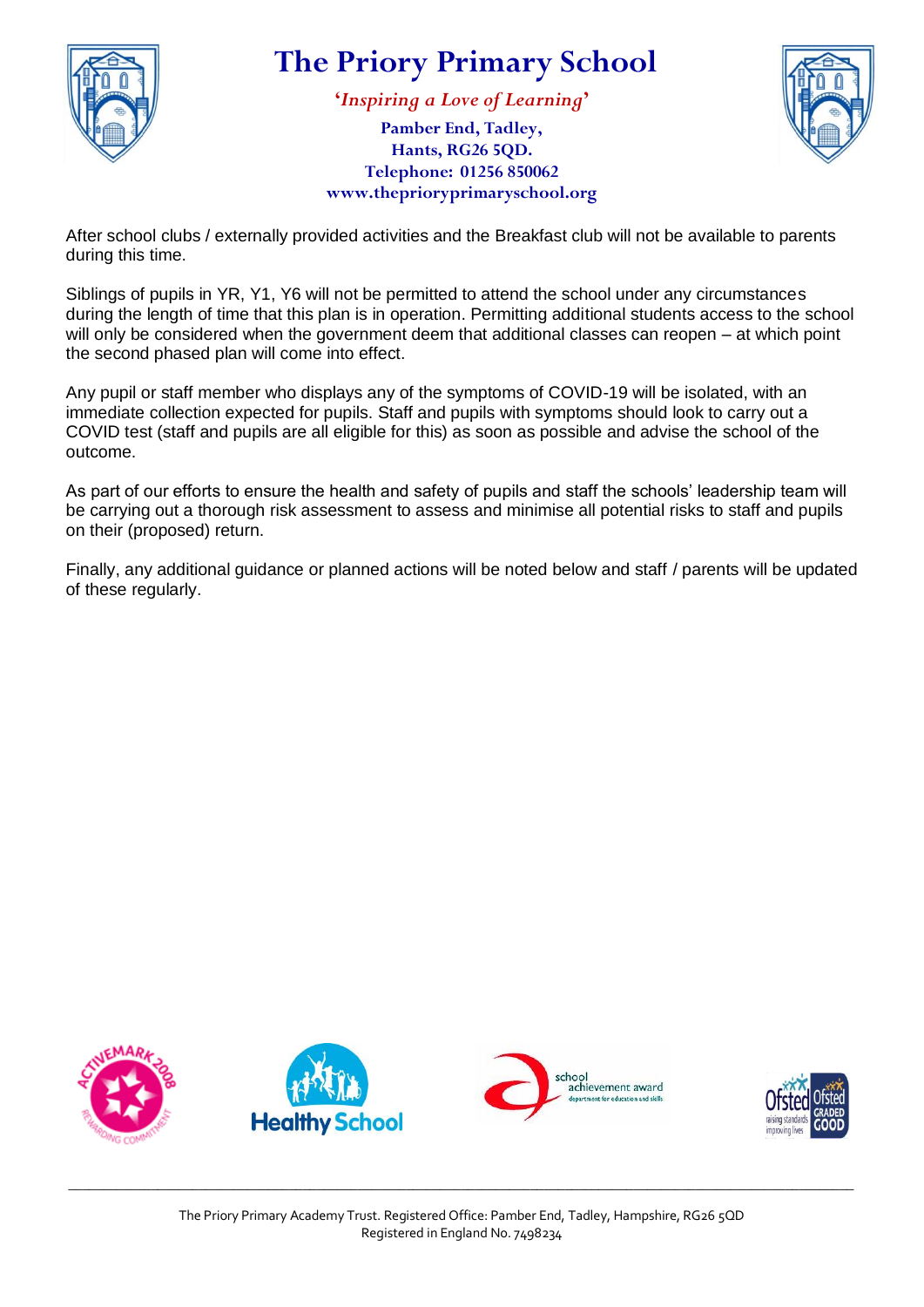After school clubs / externally provided activities and the Breakfast club will not be available to parents during this time.

Siblings of pupils in YR, Y1, Y6 will not be permitted to attend the school under any circumstances during the length of time that this plan is in operation. Permitting additional students access to the school will only be considered when the government deem that additional classes can reopen – at which point the second phased plan will come into effect.

Any pupil or staff member who displays any of the symptoms of COVID-19 will be isolated, with an immediate collection expected for pupils. Staff and pupils with symptoms should look to carry out a COVID test (staff and pupils are all eligible for this) as soon as possible and advise the school of the outcome.

As part of our efforts to ensure the health and safety of pupils and staff the schools' leadership team will be carrying out a thorough risk assessment to assess and minimise all potential risks to staff and pupils on their (proposed) return.

Finally, any additional guidance or planned actions will be noted below and staff / parents will be updated of these regularly.